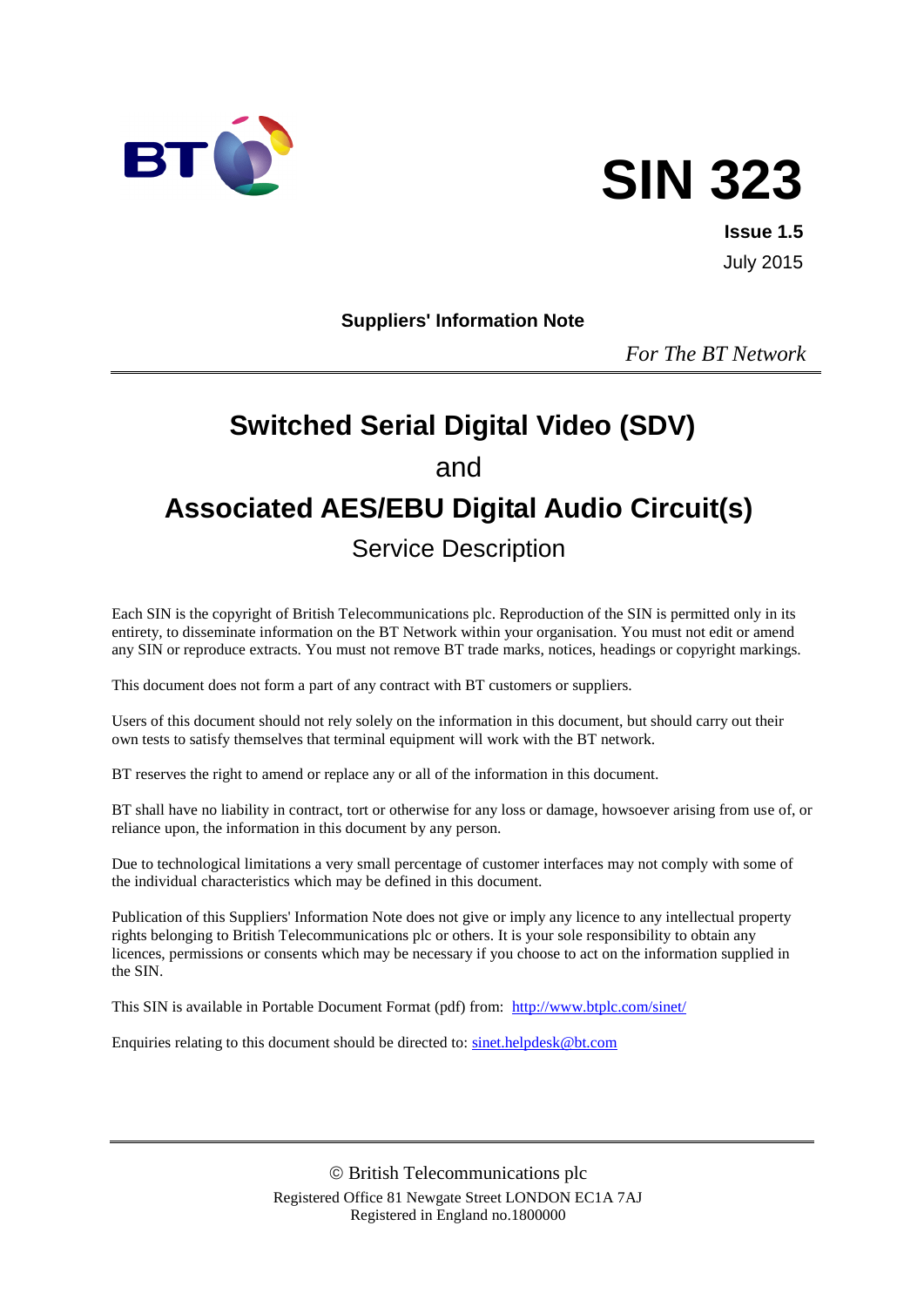BT

# SIN 323

**Issue 1.5**

July 2015

**Suppliers' Information Note**

*For The BT Network*

---

# Switched Serial Digital Video (SDV)

## and

# Associated AES/EBU Digital Audio Circuit(s)

## Service Description

Each SIN is the copyright of British Telecommunications plc. Reproduction of the SIN is permitted only in its entirety, to disseminate information on the BT Network within your organisation. You must not edit or amend any SIN or reproduce extracts. You must not remove BT trade marks, notices, headings or copyright markings.

This document does not form a part of any contract with BT customers or suppliers.

Users of this document should not rely solely on the information in this document, but should carry out their own tests to satisfy themselves that terminal equipment will work with the BT network.

BT reserves the right to amend or replace any or all of the information in this document.

BT shall have no liability in contract, tort or otherwise for any loss or damage, howsoever arising from use of, or reliance upon, the information in this document by any person.

Due to technological limitations a very small percentage of customer interfaces may not comply with some of the individual characteristics which may be defined in this document.

Publication of this Suppliers' Information Note does not give or imply any licence to any intellectual property rights belonging to British Telecommunications plc or others. It is your sole responsibility to obtain any licences, permissions or consents which may be necessary if you choose to act on the information supplied in the SIN.

This SIN is available in Portable Document Format (pdf) from: http://www.btplc.com/sinet/

Enquiries relating to this document should be directed to: sinet.helpdesk@bt.com

---

© British Telecommunications plc
Registered Office 81 Newgate Street LONDON EC1A 7AJ
Registered in England no.1800000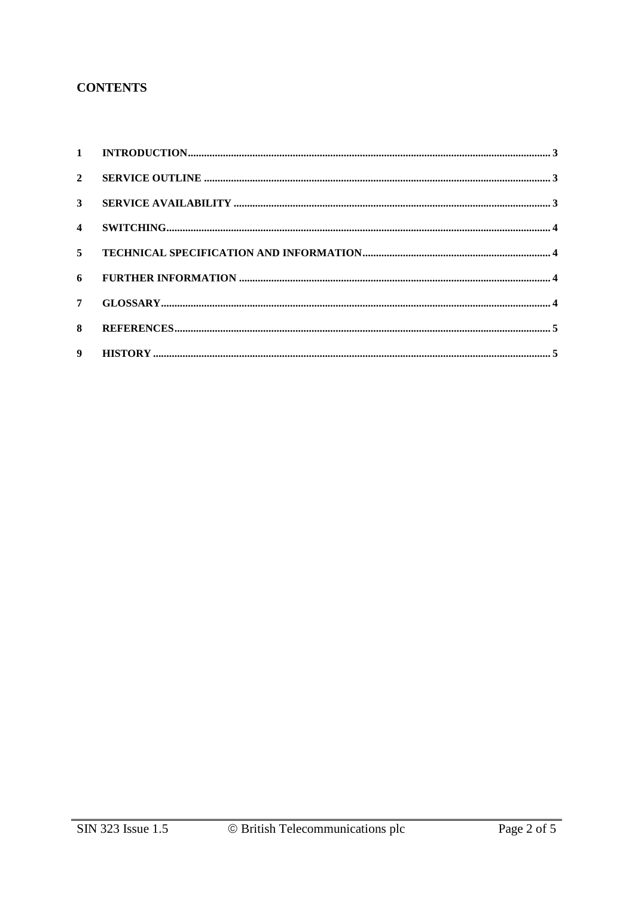## CONTENTS

| | | |
|---|---|---|
| 1 | INTRODUCTION | 3 |
| 2 | SERVICE OUTLINE | 3 |
| 3 | SERVICE AVAILABILITY | 3 |
| 4 | SWITCHING | 4 |
| 5 | TECHNICAL SPECIFICATION AND INFORMATION | 4 |
| 6 | FURTHER INFORMATION | 4 |
| 7 | GLOSSARY | 4 |
| 8 | REFERENCES | 5 |
| 9 | HISTORY | 5 |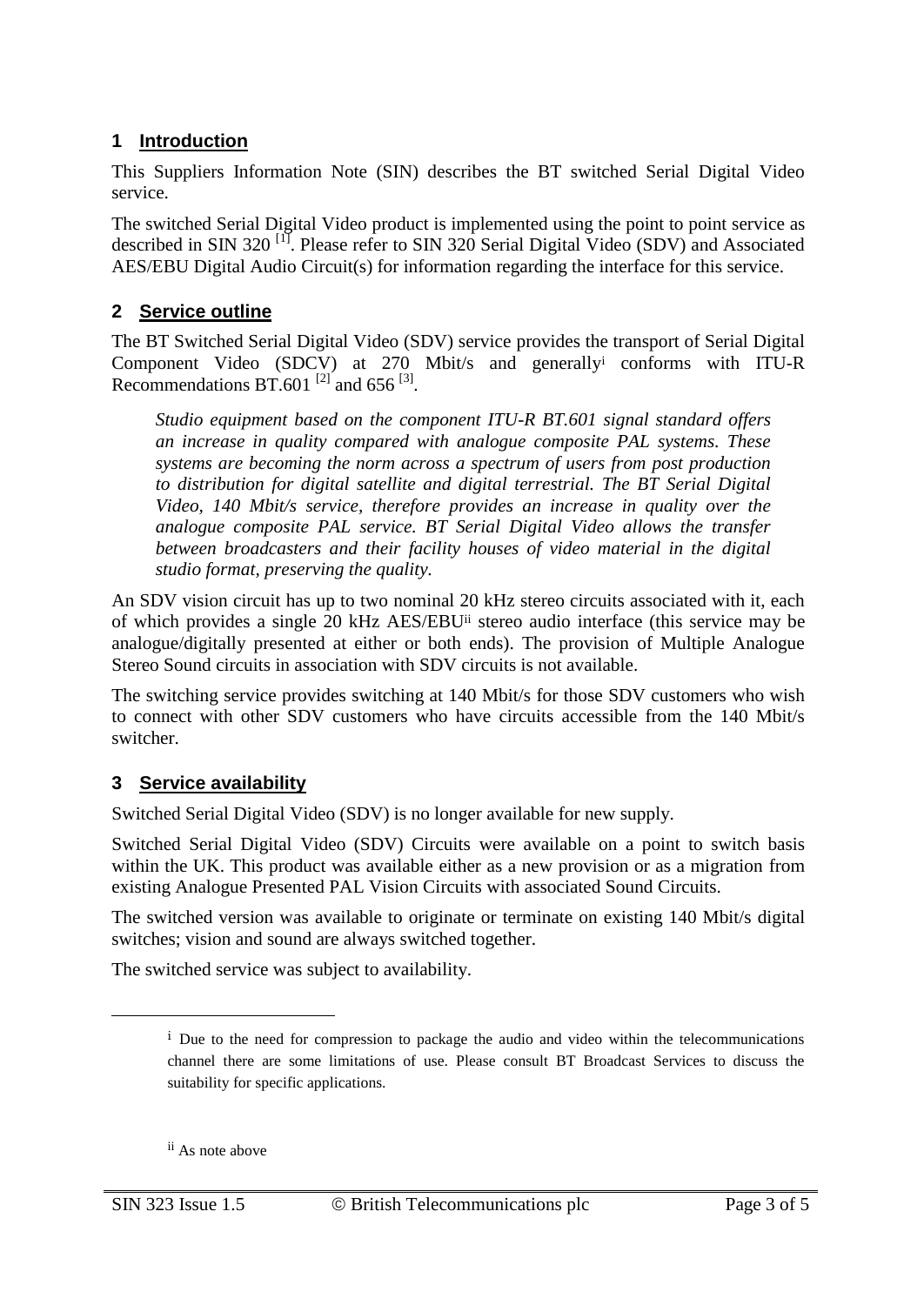## 1 Introduction

This Suppliers Information Note (SIN) describes the BT switched Serial Digital Video service.

The switched Serial Digital Video product is implemented using the point to point service as described in SIN 320 [1]. Please refer to SIN 320 Serial Digital Video (SDV) and Associated AES/EBU Digital Audio Circuit(s) for information regarding the interface for this service.

## 2 Service outline

The BT Switched Serial Digital Video (SDV) service provides the transport of Serial Digital Component Video (SDCV) at 270 Mbit/s and generally[i] conforms with ITU-R Recommendations BT.601 [2] and 656 [3].

> *Studio equipment based on the component ITU-R BT.601 signal standard offers an increase in quality compared with analogue composite PAL systems. These systems are becoming the norm across a spectrum of users from post production to distribution for digital satellite and digital terrestrial. The BT Serial Digital Video, 140 Mbit/s service, therefore provides an increase in quality over the analogue composite PAL service. BT Serial Digital Video allows the transfer between broadcasters and their facility houses of video material in the digital studio format, preserving the quality.*

An SDV vision circuit has up to two nominal 20 kHz stereo circuits associated with it, each of which provides a single 20 kHz AES/EBU[ii] stereo audio interface (this service may be analogue/digitally presented at either or both ends). The provision of Multiple Analogue Stereo Sound circuits in association with SDV circuits is not available.

The switching service provides switching at 140 Mbit/s for those SDV customers who wish to connect with other SDV customers who have circuits accessible from the 140 Mbit/s switcher.

## 3 Service availability

Switched Serial Digital Video (SDV) is no longer available for new supply.

Switched Serial Digital Video (SDV) Circuits were available on a point to switch basis within the UK. This product was available either as a new provision or as a migration from existing Analogue Presented PAL Vision Circuits with associated Sound Circuits.

The switched version was available to originate or terminate on existing 140 Mbit/s digital switches; vision and sound are always switched together.

The switched service was subject to availability.

---

[i] Due to the need for compression to package the audio and video within the telecommunications channel there are some limitations of use. Please consult BT Broadcast Services to discuss the suitability for specific applications.

[ii] As note above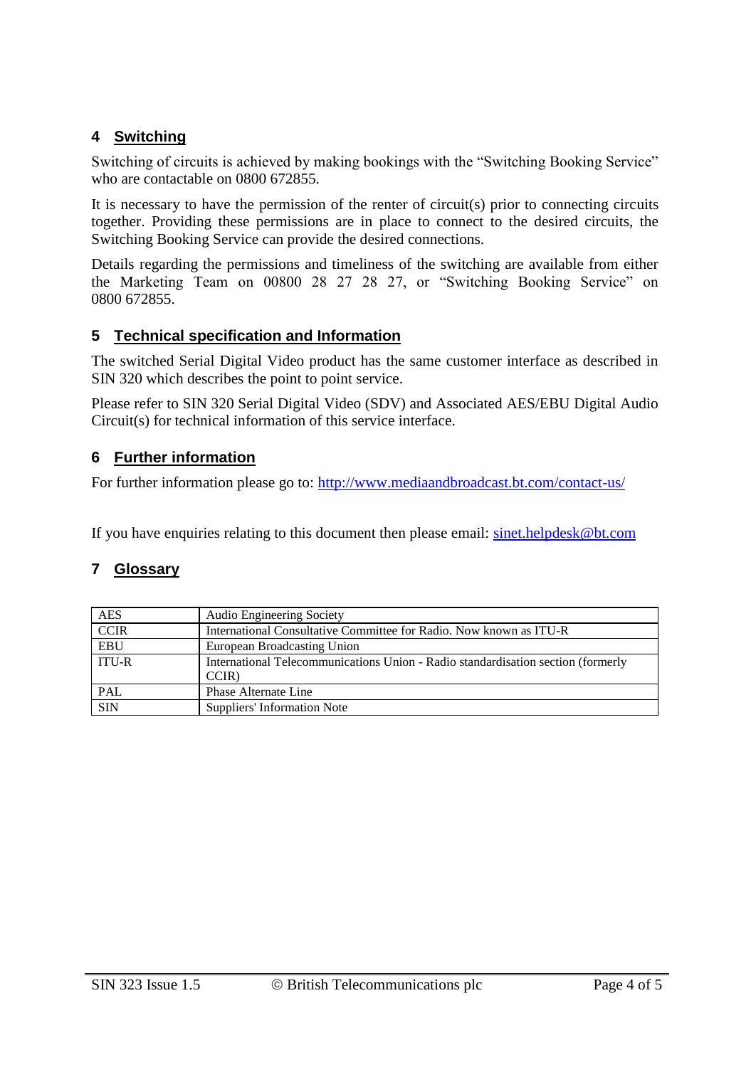## 4 Switching

Switching of circuits is achieved by making bookings with the "Switching Booking Service" who are contactable on 0800 672855.

It is necessary to have the permission of the renter of circuit(s) prior to connecting circuits together. Providing these permissions are in place to connect to the desired circuits, the Switching Booking Service can provide the desired connections.

Details regarding the permissions and timeliness of the switching are available from either the Marketing Team on 00800 28 27 28 27, or "Switching Booking Service" on 0800 672855.

## 5 Technical specification and Information

The switched Serial Digital Video product has the same customer interface as described in SIN 320 which describes the point to point service.

Please refer to SIN 320 Serial Digital Video (SDV) and Associated AES/EBU Digital Audio Circuit(s) for technical information of this service interface.

## 6 Further information

For further information please go to: http://www.mediaandbroadcast.bt.com/contact-us/

If you have enquiries relating to this document then please email: sinet.helpdesk@bt.com

## 7 Glossary

| | |
|---|---|
| AES | Audio Engineering Society |
| CCIR | International Consultative Committee for Radio. Now known as ITU-R |
| EBU | European Broadcasting Union |
| ITU-R | International Telecommunications Union - Radio standardisation section (formerly CCIR) |
| PAL | Phase Alternate Line |
| SIN | Suppliers' Information Note |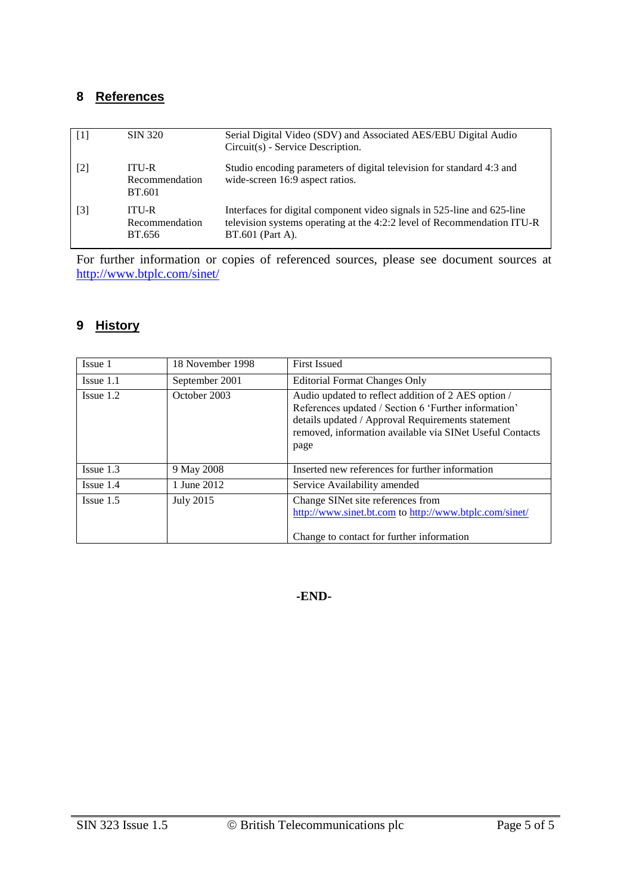## 8 References

| | | |
|---|---|---|
| [1] | SIN 320 | Serial Digital Video (SDV) and Associated AES/EBU Digital Audio Circuit(s) - Service Description. |
| [2] | ITU-R Recommendation BT.601 | Studio encoding parameters of digital television for standard 4:3 and wide-screen 16:9 aspect ratios. |
| [3] | ITU-R Recommendation BT.656 | Interfaces for digital component video signals in 525-line and 625-line television systems operating at the 4:2:2 level of Recommendation ITU-R BT.601 (Part A). |

For further information or copies of referenced sources, please see document sources at http://www.btplc.com/sinet/

## 9 History

| | | |
|---|---|---|
| Issue 1 | 18 November 1998 | First Issued |
| Issue 1.1 | September 2001 | Editorial Format Changes Only |
| Issue 1.2 | October 2003 | Audio updated to reflect addition of 2 AES option / References updated / Section 6 'Further information' details updated / Approval Requirements statement removed, information available via SINet Useful Contacts page |
| Issue 1.3 | 9 May 2008 | Inserted new references for further information |
| Issue 1.4 | 1 June 2012 | Service Availability amended |
| Issue 1.5 | July 2015 | Change SINet site references from http://www.sinet.bt.com to http://www.btplc.com/sinet/<br><br>Change to contact for further information |

**-END-**